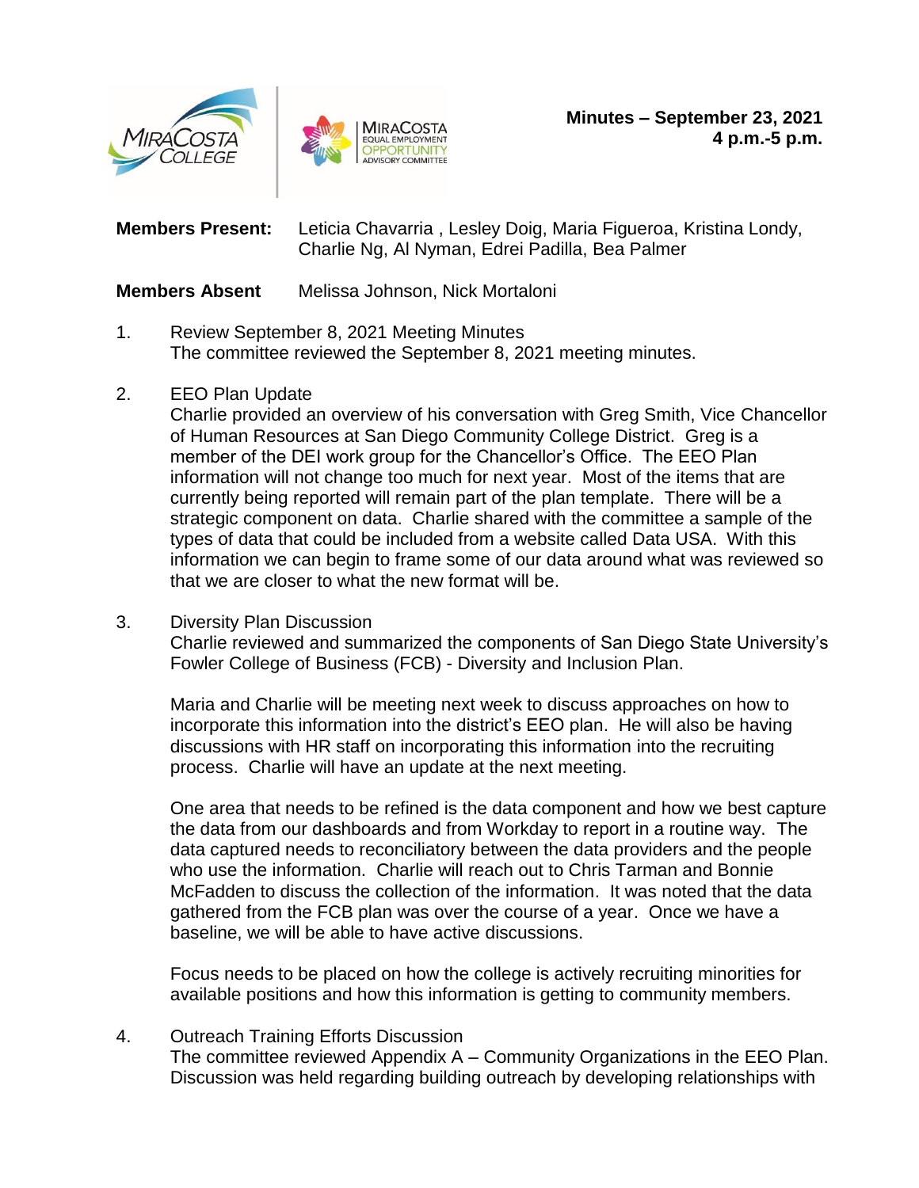**Minutes – September 23, 2021**
**4 p.m.-5 p.m.**

**Members Present:** Leticia Chavarria , Lesley Doig, Maria Figueroa, Kristina Londy, Charlie Ng, Al Nyman, Edrei Padilla, Bea Palmer

**Members Absent** Melissa Johnson, Nick Mortaloni

1. Review September 8, 2021 Meeting Minutes
   The committee reviewed the September 8, 2021 meeting minutes.

2. EEO Plan Update
   Charlie provided an overview of his conversation with Greg Smith, Vice Chancellor of Human Resources at San Diego Community College District. Greg is a member of the DEI work group for the Chancellor's Office. The EEO Plan information will not change too much for next year. Most of the items that are currently being reported will remain part of the plan template. There will be a strategic component on data. Charlie shared with the committee a sample of the types of data that could be included from a website called Data USA. With this information we can begin to frame some of our data around what was reviewed so that we are closer to what the new format will be.

3. Diversity Plan Discussion
   Charlie reviewed and summarized the components of San Diego State University's Fowler College of Business (FCB) - Diversity and Inclusion Plan.

   Maria and Charlie will be meeting next week to discuss approaches on how to incorporate this information into the district's EEO plan. He will also be having discussions with HR staff on incorporating this information into the recruiting process. Charlie will have an update at the next meeting.

   One area that needs to be refined is the data component and how we best capture the data from our dashboards and from Workday to report in a routine way. The data captured needs to reconciliatory between the data providers and the people who use the information. Charlie will reach out to Chris Tarman and Bonnie McFadden to discuss the collection of the information. It was noted that the data gathered from the FCB plan was over the course of a year. Once we have a baseline, we will be able to have active discussions.

   Focus needs to be placed on how the college is actively recruiting minorities for available positions and how this information is getting to community members.

4. Outreach Training Efforts Discussion
   The committee reviewed Appendix A – Community Organizations in the EEO Plan. Discussion was held regarding building outreach by developing relationships with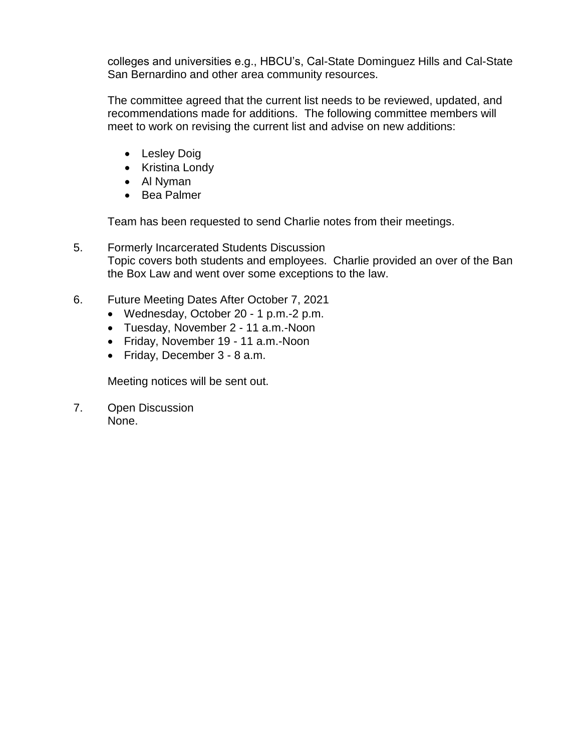colleges and universities e.g., HBCU's, Cal-State Dominguez Hills and Cal-State San Bernardino and other area community resources.

The committee agreed that the current list needs to be reviewed, updated, and recommendations made for additions. The following committee members will meet to work on revising the current list and advise on new additions:

- Lesley Doig
- Kristina Londy
- Al Nyman
- Bea Palmer

Team has been requested to send Charlie notes from their meetings.

5. Formerly Incarcerated Students Discussion
   Topic covers both students and employees. Charlie provided an over of the Ban the Box Law and went over some exceptions to the law.

6. Future Meeting Dates After October 7, 2021
   - Wednesday, October 20 - 1 p.m.-2 p.m.
   - Tuesday, November 2 - 11 a.m.-Noon
   - Friday, November 19 - 11 a.m.-Noon
   - Friday, December 3 - 8 a.m.

   Meeting notices will be sent out.

7. Open Discussion
   None.